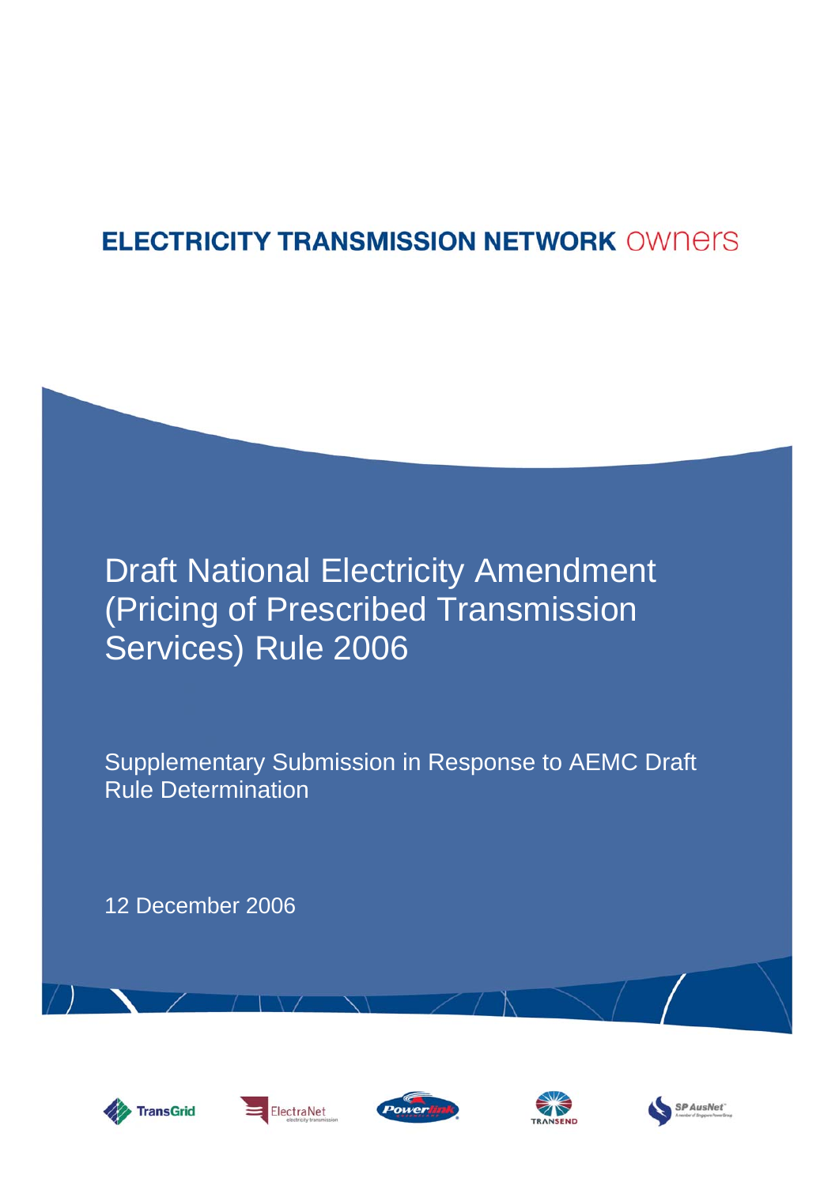ELECTRICITY TRANSMISSION NETWORK owners

# Draft National Electricity Amendment (Pricing of Prescribed Transmission Services) Rule 2006

## Supplementary Submission in Response to AEMC Draft Rule Determination

12 December 2006

TransGrid ElectraNet Powerlink TRANSEND SP AusNet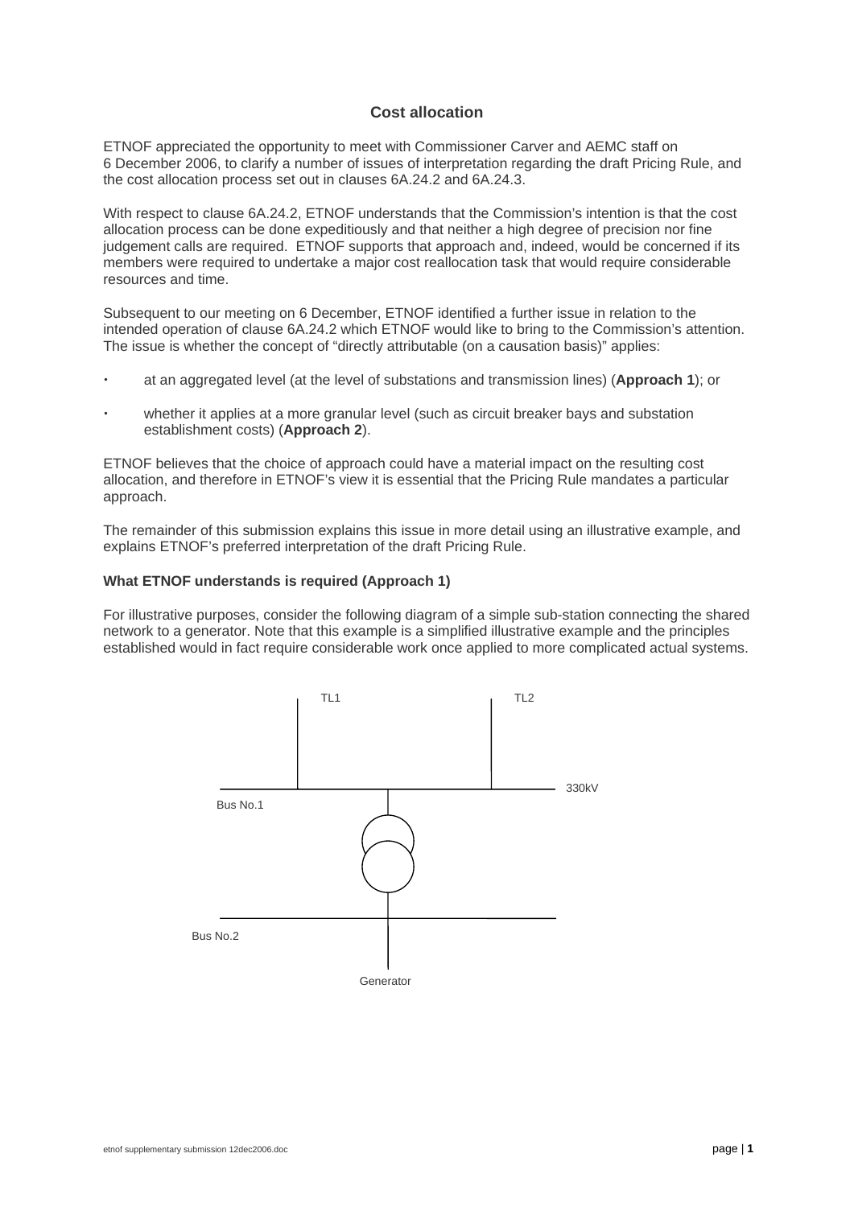### Cost allocation

ETNOF appreciated the opportunity to meet with Commissioner Carver and AEMC staff on 6 December 2006, to clarify a number of issues of interpretation regarding the draft Pricing Rule, and the cost allocation process set out in clauses 6A.24.2 and 6A.24.3.

With respect to clause 6A.24.2, ETNOF understands that the Commission's intention is that the cost allocation process can be done expeditiously and that neither a high degree of precision nor fine judgement calls are required. ETNOF supports that approach and, indeed, would be concerned if its members were required to undertake a major cost reallocation task that would require considerable resources and time.

Subsequent to our meeting on 6 December, ETNOF identified a further issue in relation to the intended operation of clause 6A.24.2 which ETNOF would like to bring to the Commission's attention. The issue is whether the concept of "directly attributable (on a causation basis)" applies:

- at an aggregated level (at the level of substations and transmission lines) (**Approach 1**); or
- whether it applies at a more granular level (such as circuit breaker bays and substation establishment costs) (**Approach 2**).

ETNOF believes that the choice of approach could have a material impact on the resulting cost allocation, and therefore in ETNOF's view it is essential that the Pricing Rule mandates a particular approach.

The remainder of this submission explains this issue in more detail using an illustrative example, and explains ETNOF's preferred interpretation of the draft Pricing Rule.

**What ETNOF understands is required (Approach 1)**

For illustrative purposes, consider the following diagram of a simple sub-station connecting the shared network to a generator. Note that this example is a simplified illustrative example and the principles established would in fact require considerable work once applied to more complicated actual systems.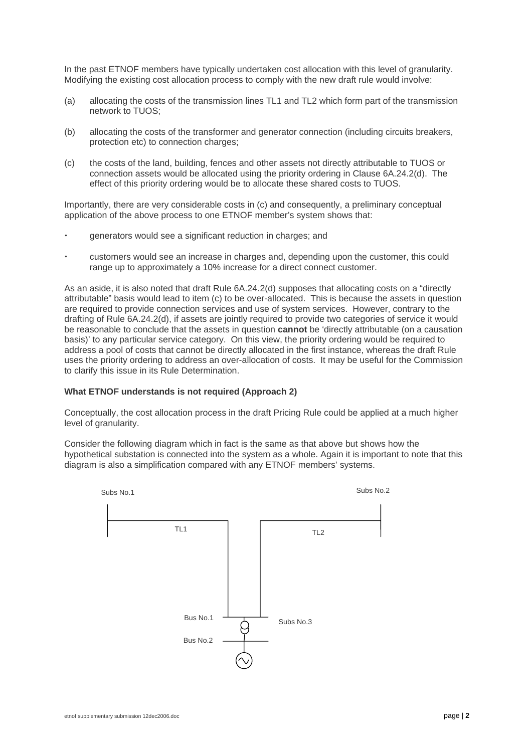In the past ETNOF members have typically undertaken cost allocation with this level of granularity. Modifying the existing cost allocation process to comply with the new draft rule would involve:

(a) allocating the costs of the transmission lines TL1 and TL2 which form part of the transmission network to TUOS;

(b) allocating the costs of the transformer and generator connection (including circuits breakers, protection etc) to connection charges;

(c) the costs of the land, building, fences and other assets not directly attributable to TUOS or connection assets would be allocated using the priority ordering in Clause 6A.24.2(d). The effect of this priority ordering would be to allocate these shared costs to TUOS.

Importantly, there are very considerable costs in (c) and consequently, a preliminary conceptual application of the above process to one ETNOF member's system shows that:

- generators would see a significant reduction in charges; and
- customers would see an increase in charges and, depending upon the customer, this could range up to approximately a 10% increase for a direct connect customer.

As an aside, it is also noted that draft Rule 6A.24.2(d) supposes that allocating costs on a "directly attributable" basis would lead to item (c) to be over-allocated. This is because the assets in question are required to provide connection services and use of system services. However, contrary to the drafting of Rule 6A.24.2(d), if assets are jointly required to provide two categories of service it would be reasonable to conclude that the assets in question **cannot** be 'directly attributable (on a causation basis)' to any particular service category. On this view, the priority ordering would be required to address a pool of costs that cannot be directly allocated in the first instance, whereas the draft Rule uses the priority ordering to address an over-allocation of costs. It may be useful for the Commission to clarify this issue in its Rule Determination.

**What ETNOF understands is not required (Approach 2)**

Conceptually, the cost allocation process in the draft Pricing Rule could be applied at a much higher level of granularity.

Consider the following diagram which in fact is the same as that above but shows how the hypothetical substation is connected into the system as a whole. Again it is important to note that this diagram is also a simplification compared with any ETNOF members' systems.

Subs No.1 Subs No.2 TL1 TL2 Bus No.1 Subs No.3 Bus No.2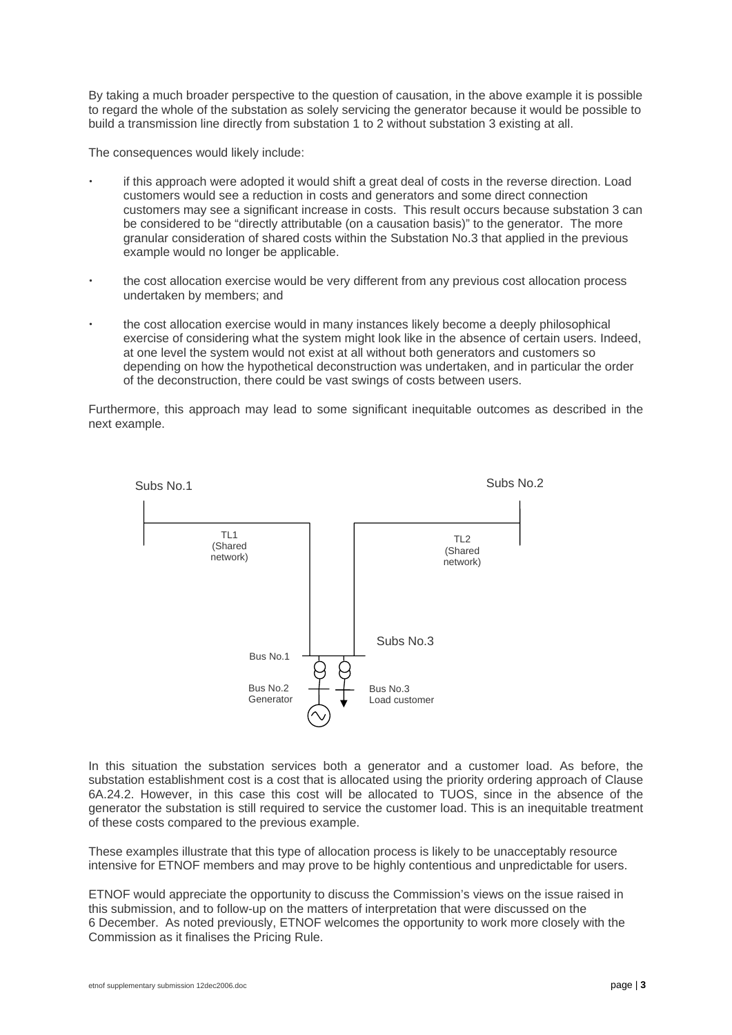By taking a much broader perspective to the question of causation, in the above example it is possible to regard the whole of the substation as solely servicing the generator because it would be possible to build a transmission line directly from substation 1 to 2 without substation 3 existing at all.

The consequences would likely include:

- if this approach were adopted it would shift a great deal of costs in the reverse direction. Load customers would see a reduction in costs and generators and some direct connection customers may see a significant increase in costs. This result occurs because substation 3 can be considered to be "directly attributable (on a causation basis)" to the generator. The more granular consideration of shared costs within the Substation No.3 that applied in the previous example would no longer be applicable.
- the cost allocation exercise would be very different from any previous cost allocation process undertaken by members; and
- the cost allocation exercise would in many instances likely become a deeply philosophical exercise of considering what the system might look like in the absence of certain users. Indeed, at one level the system would not exist at all without both generators and customers so depending on how the hypothetical deconstruction was undertaken, and in particular the order of the deconstruction, there could be vast swings of costs between users.

Furthermore, this approach may lead to some significant inequitable outcomes as described in the next example.

Subs No.1

Subs No.2

TL1 (Shared network)

TL2 (Shared network)

Subs No.3

Bus No.1

Bus No.2 Generator

Bus No.3 Load customer

In this situation the substation services both a generator and a customer load. As before, the substation establishment cost is a cost that is allocated using the priority ordering approach of Clause 6A.24.2. However, in this case this cost will be allocated to TUOS, since in the absence of the generator the substation is still required to service the customer load. This is an inequitable treatment of these costs compared to the previous example.

These examples illustrate that this type of allocation process is likely to be unacceptably resource intensive for ETNOF members and may prove to be highly contentious and unpredictable for users.

ETNOF would appreciate the opportunity to discuss the Commission's views on the issue raised in this submission, and to follow-up on the matters of interpretation that were discussed on the 6 December. As noted previously, ETNOF welcomes the opportunity to work more closely with the Commission as it finalises the Pricing Rule.